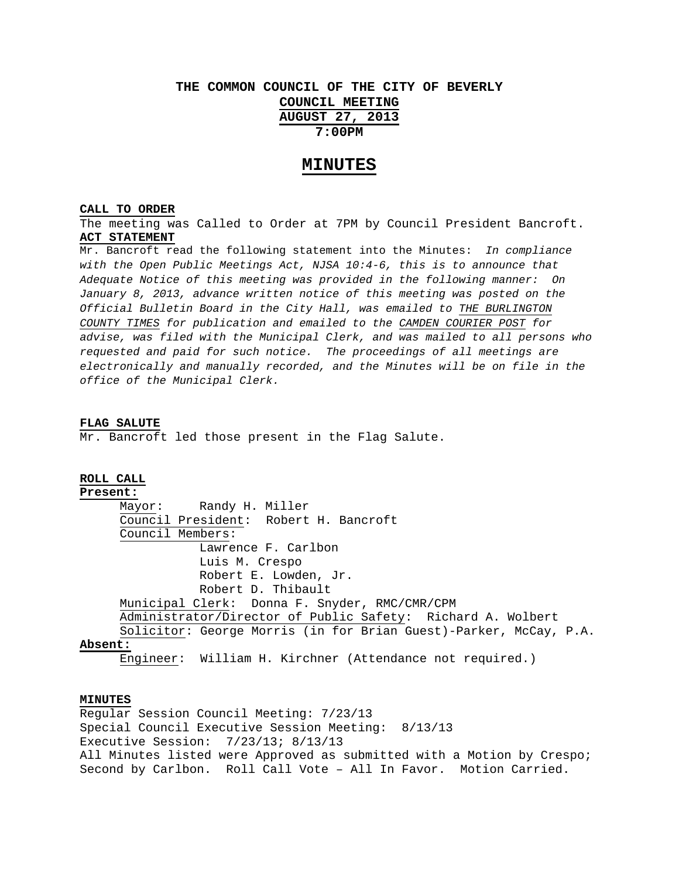# THE COMMON COUNCIL OF THE CITY OF BEVERLY

## COUNCIL MEETING

## AUGUST 27, 2013

## 7:00PM

# MINUTES

**CALL TO ORDER**

The meeting was Called to Order at 7PM by Council President Bancroft.

**ACT STATEMENT**

Mr. Bancroft read the following statement into the Minutes: *In compliance with the Open Public Meetings Act, NJSA 10:4-6, this is to announce that Adequate Notice of this meeting was provided in the following manner: On January 8, 2013, advance written notice of this meeting was posted on the Official Bulletin Board in the City Hall, was emailed to THE BURLINGTON COUNTY TIMES for publication and emailed to the CAMDEN COURIER POST for advise, was filed with the Municipal Clerk, and was mailed to all persons who requested and paid for such notice. The proceedings of all meetings are electronically and manually recorded, and the Minutes will be on file in the office of the Municipal Clerk.*

**FLAG SALUTE**

Mr. Bancroft led those present in the Flag Salute.

**ROLL CALL**

**Present:**

Mayor: Randy H. Miller

Council President: Robert H. Bancroft

Council Members:

- Lawrence F. Carlbon
- Luis M. Crespo
- Robert E. Lowden, Jr.
- Robert D. Thibault

Municipal Clerk: Donna F. Snyder, RMC/CMR/CPM

Administrator/Director of Public Safety: Richard A. Wolbert

Solicitor: George Morris (in for Brian Guest)-Parker, McCay, P.A.

**Absent:**

Engineer: William H. Kirchner (Attendance not required.)

**MINUTES**

Regular Session Council Meeting: 7/23/13

Special Council Executive Session Meeting: 8/13/13

Executive Session: 7/23/13; 8/13/13

All Minutes listed were Approved as submitted with a Motion by Crespo; Second by Carlbon. Roll Call Vote – All In Favor. Motion Carried.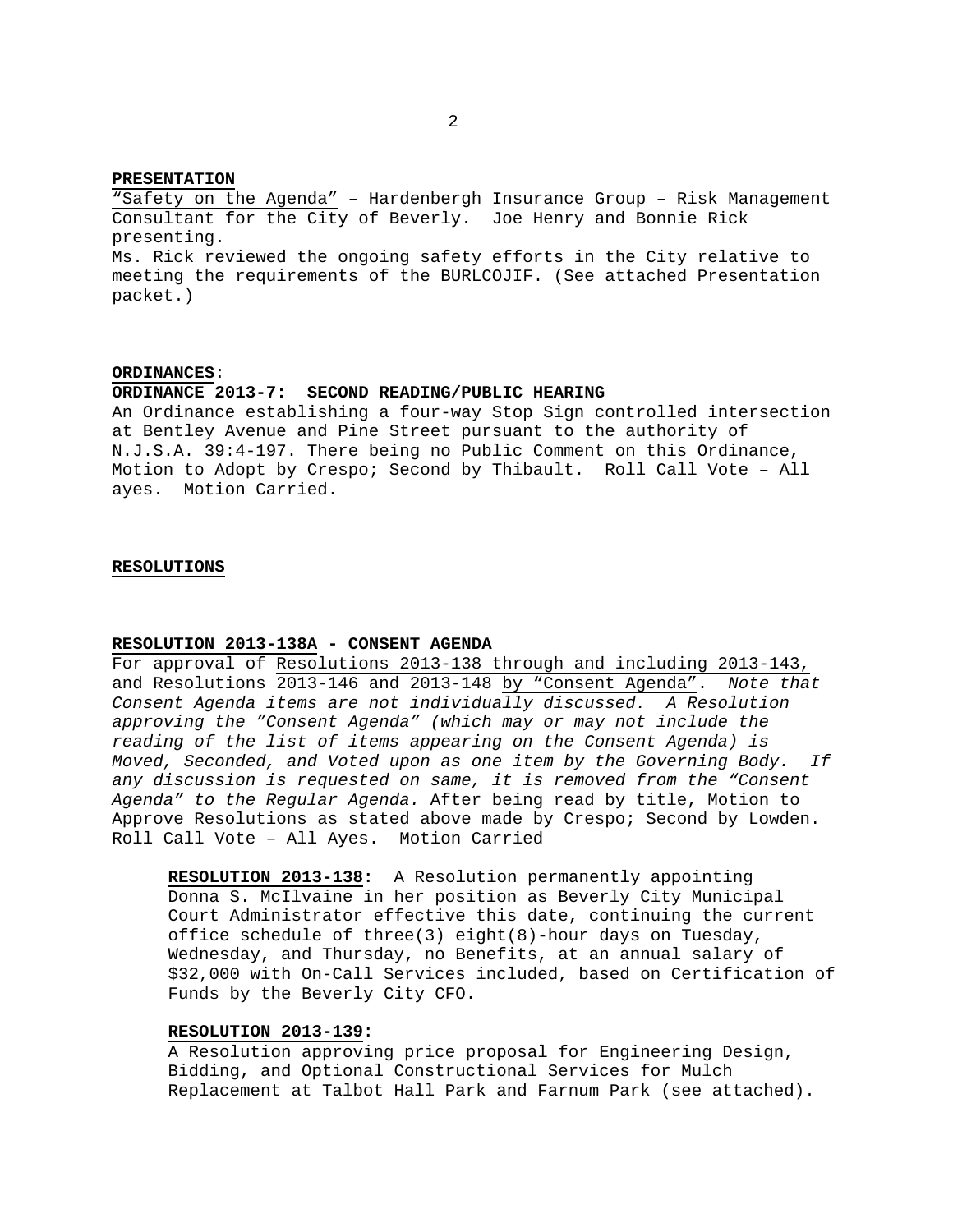**PRESENTATION**

"Safety on the Agenda" – Hardenbergh Insurance Group – Risk Management Consultant for the City of Beverly. Joe Henry and Bonnie Rick presenting.

Ms. Rick reviewed the ongoing safety efforts in the City relative to meeting the requirements of the BURLCOJIF. (See attached Presentation packet.)

**ORDINANCES**:

**ORDINANCE 2013-7: SECOND READING/PUBLIC HEARING**

An Ordinance establishing a four-way Stop Sign controlled intersection at Bentley Avenue and Pine Street pursuant to the authority of N.J.S.A. 39:4-197. There being no Public Comment on this Ordinance, Motion to Adopt by Crespo; Second by Thibault. Roll Call Vote – All ayes. Motion Carried.

**RESOLUTIONS**

**RESOLUTION 2013-138A - CONSENT AGENDA**

For approval of Resolutions 2013-138 through and including 2013-143, and Resolutions 2013-146 and 2013-148 by "Consent Agenda". *Note that Consent Agenda items are not individually discussed. A Resolution approving the "Consent Agenda" (which may or may not include the reading of the list of items appearing on the Consent Agenda) is Moved, Seconded, and Voted upon as one item by the Governing Body. If any discussion is requested on same, it is removed from the "Consent Agenda" to the Regular Agenda.* After being read by title, Motion to Approve Resolutions as stated above made by Crespo; Second by Lowden. Roll Call Vote – All Ayes. Motion Carried

**RESOLUTION 2013-138:** A Resolution permanently appointing Donna S. McIlvaine in her position as Beverly City Municipal Court Administrator effective this date, continuing the current office schedule of three(3) eight(8)-hour days on Tuesday, Wednesday, and Thursday, no Benefits, at an annual salary of $32,000 with On-Call Services included, based on Certification of Funds by the Beverly City CFO.

**RESOLUTION 2013-139:**

A Resolution approving price proposal for Engineering Design, Bidding, and Optional Constructional Services for Mulch Replacement at Talbot Hall Park and Farnum Park (see attached).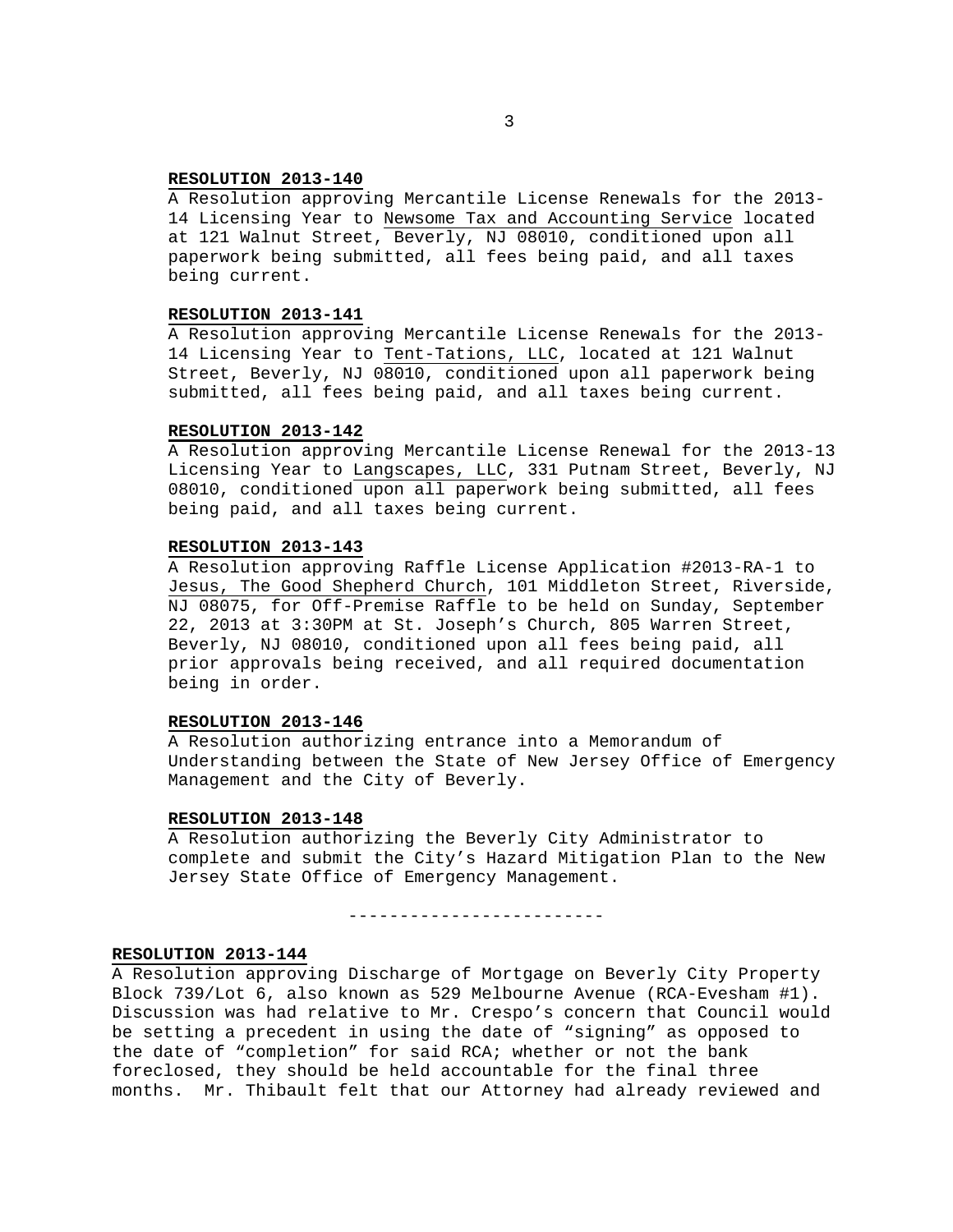**RESOLUTION 2013-140**
A Resolution approving Mercantile License Renewals for the 2013-14 Licensing Year to Newsome Tax and Accounting Service located at 121 Walnut Street, Beverly, NJ 08010, conditioned upon all paperwork being submitted, all fees being paid, and all taxes being current.

**RESOLUTION 2013-141**
A Resolution approving Mercantile License Renewals for the 2013-14 Licensing Year to Tent-Tations, LLC, located at 121 Walnut Street, Beverly, NJ 08010, conditioned upon all paperwork being submitted, all fees being paid, and all taxes being current.

**RESOLUTION 2013-142**
A Resolution approving Mercantile License Renewal for the 2013-13 Licensing Year to Langscapes, LLC, 331 Putnam Street, Beverly, NJ 08010, conditioned upon all paperwork being submitted, all fees being paid, and all taxes being current.

**RESOLUTION 2013-143**
A Resolution approving Raffle License Application #2013-RA-1 to Jesus, The Good Shepherd Church, 101 Middleton Street, Riverside, NJ 08075, for Off-Premise Raffle to be held on Sunday, September 22, 2013 at 3:30PM at St. Joseph's Church, 805 Warren Street, Beverly, NJ 08010, conditioned upon all fees being paid, all prior approvals being received, and all required documentation being in order.

**RESOLUTION 2013-146**
A Resolution authorizing entrance into a Memorandum of Understanding between the State of New Jersey Office of Emergency Management and the City of Beverly.

**RESOLUTION 2013-148**
A Resolution authorizing the Beverly City Administrator to complete and submit the City's Hazard Mitigation Plan to the New Jersey State Office of Emergency Management.

-------------------------

**RESOLUTION 2013-144**
A Resolution approving Discharge of Mortgage on Beverly City Property Block 739/Lot 6, also known as 529 Melbourne Avenue (RCA-Evesham #1). Discussion was had relative to Mr. Crespo's concern that Council would be setting a precedent in using the date of "signing" as opposed to the date of "completion" for said RCA; whether or not the bank foreclosed, they should be held accountable for the final three months. Mr. Thibault felt that our Attorney had already reviewed and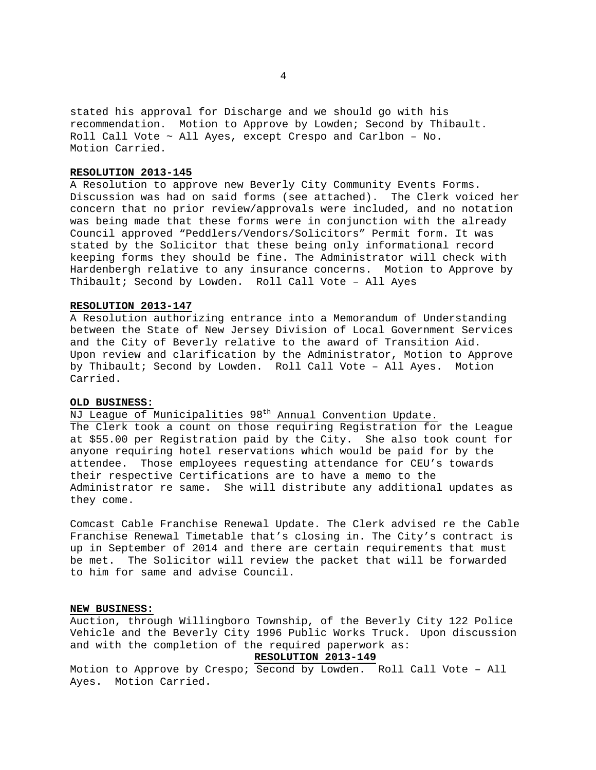stated his approval for Discharge and we should go with his recommendation. Motion to Approve by Lowden; Second by Thibault. Roll Call Vote ~ All Ayes, except Crespo and Carlbon – No. Motion Carried.

**RESOLUTION 2013-145**

A Resolution to approve new Beverly City Community Events Forms. Discussion was had on said forms (see attached). The Clerk voiced her concern that no prior review/approvals were included, and no notation was being made that these forms were in conjunction with the already Council approved "Peddlers/Vendors/Solicitors" Permit form. It was stated by the Solicitor that these being only informational record keeping forms they should be fine. The Administrator will check with Hardenbergh relative to any insurance concerns. Motion to Approve by Thibault; Second by Lowden. Roll Call Vote – All Ayes

**RESOLUTION 2013-147**

A Resolution authorizing entrance into a Memorandum of Understanding between the State of New Jersey Division of Local Government Services and the City of Beverly relative to the award of Transition Aid. Upon review and clarification by the Administrator, Motion to Approve by Thibault; Second by Lowden. Roll Call Vote – All Ayes. Motion Carried.

**OLD BUSINESS:**

NJ League of Municipalities 98th Annual Convention Update.
The Clerk took a count on those requiring Registration for the League at $55.00 per Registration paid by the City. She also took count for anyone requiring hotel reservations which would be paid for by the attendee. Those employees requesting attendance for CEU's towards their respective Certifications are to have a memo to the Administrator re same. She will distribute any additional updates as they come.

Comcast Cable Franchise Renewal Update. The Clerk advised re the Cable Franchise Renewal Timetable that's closing in. The City's contract is up in September of 2014 and there are certain requirements that must be met. The Solicitor will review the packet that will be forwarded to him for same and advise Council.

**NEW BUSINESS:**

Auction, through Willingboro Township, of the Beverly City 122 Police Vehicle and the Beverly City 1996 Public Works Truck. Upon discussion and with the completion of the required paperwork as:

**RESOLUTION 2013-149**

Motion to Approve by Crespo; Second by Lowden. Roll Call Vote – All Ayes. Motion Carried.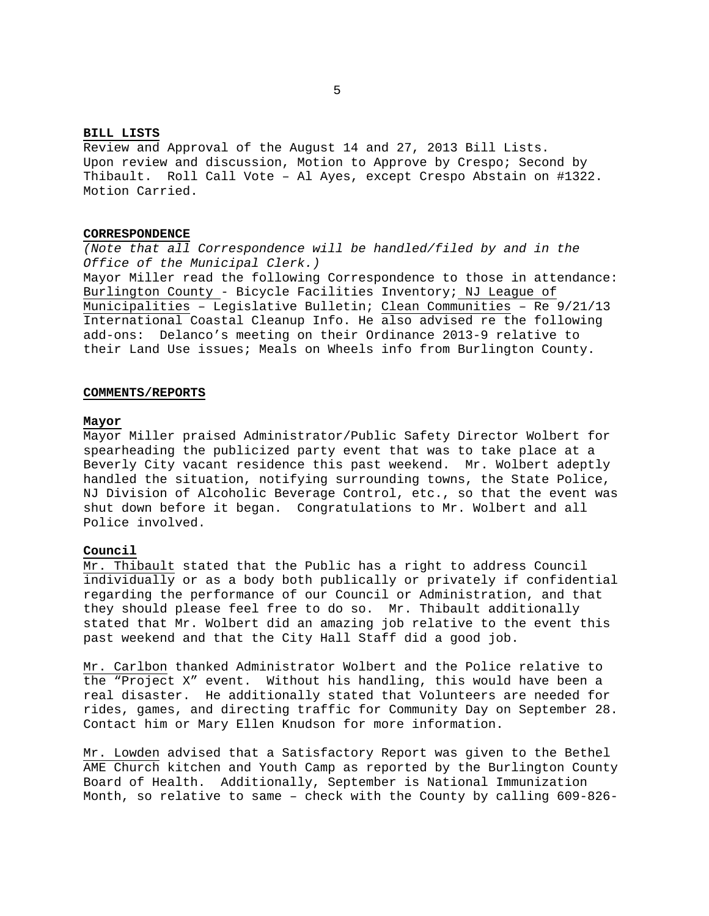**BILL LISTS**

Review and Approval of the August 14 and 27, 2013 Bill Lists. Upon review and discussion, Motion to Approve by Crespo; Second by Thibault. Roll Call Vote – Al Ayes, except Crespo Abstain on #1322. Motion Carried.

**CORRESPONDENCE**

*(Note that all Correspondence will be handled/filed by and in the Office of the Municipal Clerk.)*

Mayor Miller read the following Correspondence to those in attendance: Burlington County - Bicycle Facilities Inventory; NJ League of Municipalities – Legislative Bulletin; Clean Communities – Re 9/21/13 International Coastal Cleanup Info. He also advised re the following add-ons: Delanco's meeting on their Ordinance 2013-9 relative to their Land Use issues; Meals on Wheels info from Burlington County.

**COMMENTS/REPORTS**

**Mayor**

Mayor Miller praised Administrator/Public Safety Director Wolbert for spearheading the publicized party event that was to take place at a Beverly City vacant residence this past weekend. Mr. Wolbert adeptly handled the situation, notifying surrounding towns, the State Police, NJ Division of Alcoholic Beverage Control, etc., so that the event was shut down before it began. Congratulations to Mr. Wolbert and all Police involved.

**Council**

Mr. Thibault stated that the Public has a right to address Council individually or as a body both publically or privately if confidential regarding the performance of our Council or Administration, and that they should please feel free to do so. Mr. Thibault additionally stated that Mr. Wolbert did an amazing job relative to the event this past weekend and that the City Hall Staff did a good job.

Mr. Carlbon thanked Administrator Wolbert and the Police relative to the "Project X" event. Without his handling, this would have been a real disaster. He additionally stated that Volunteers are needed for rides, games, and directing traffic for Community Day on September 28. Contact him or Mary Ellen Knudson for more information.

Mr. Lowden advised that a Satisfactory Report was given to the Bethel AME Church kitchen and Youth Camp as reported by the Burlington County Board of Health. Additionally, September is National Immunization Month, so relative to same – check with the County by calling 609-826-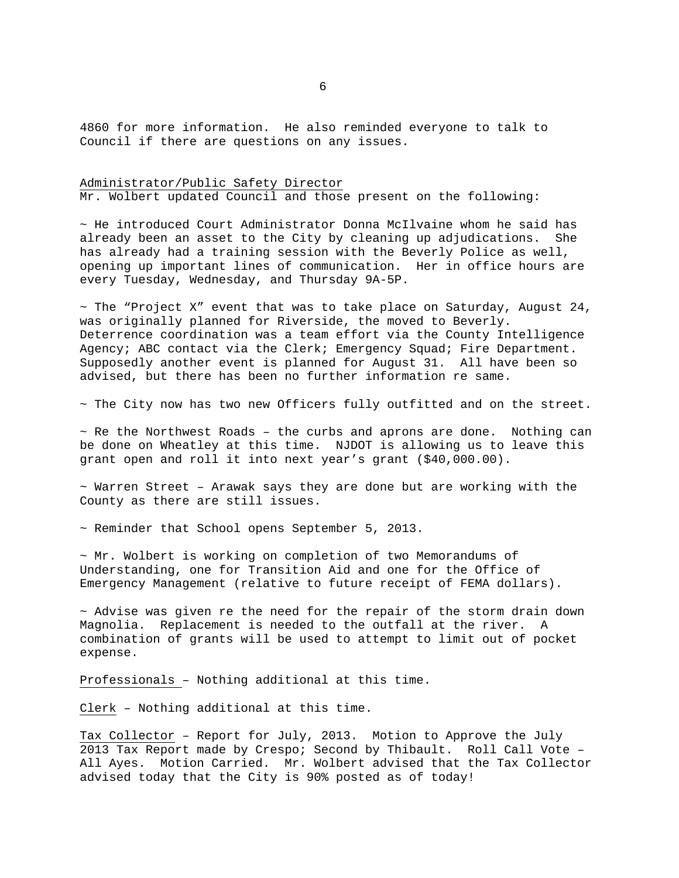4860 for more information. He also reminded everyone to talk to Council if there are questions on any issues.

Administrator/Public Safety Director

Mr. Wolbert updated Council and those present on the following:

~ He introduced Court Administrator Donna McIlvaine whom he said has already been an asset to the City by cleaning up adjudications. She has already had a training session with the Beverly Police as well, opening up important lines of communication. Her in office hours are every Tuesday, Wednesday, and Thursday 9A-5P.

~ The "Project X" event that was to take place on Saturday, August 24, was originally planned for Riverside, the moved to Beverly. Deterrence coordination was a team effort via the County Intelligence Agency; ABC contact via the Clerk; Emergency Squad; Fire Department. Supposedly another event is planned for August 31. All have been so advised, but there has been no further information re same.

~ The City now has two new Officers fully outfitted and on the street.

~ Re the Northwest Roads – the curbs and aprons are done. Nothing can be done on Wheatley at this time. NJDOT is allowing us to leave this grant open and roll it into next year's grant ($40,000.00).

~ Warren Street – Arawak says they are done but are working with the County as there are still issues.

~ Reminder that School opens September 5, 2013.

~ Mr. Wolbert is working on completion of two Memorandums of Understanding, one for Transition Aid and one for the Office of Emergency Management (relative to future receipt of FEMA dollars).

~ Advise was given re the need for the repair of the storm drain down Magnolia. Replacement is needed to the outfall at the river. A combination of grants will be used to attempt to limit out of pocket expense.

Professionals – Nothing additional at this time.

Clerk – Nothing additional at this time.

Tax Collector – Report for July, 2013. Motion to Approve the July 2013 Tax Report made by Crespo; Second by Thibault. Roll Call Vote – All Ayes. Motion Carried. Mr. Wolbert advised that the Tax Collector advised today that the City is 90% posted as of today!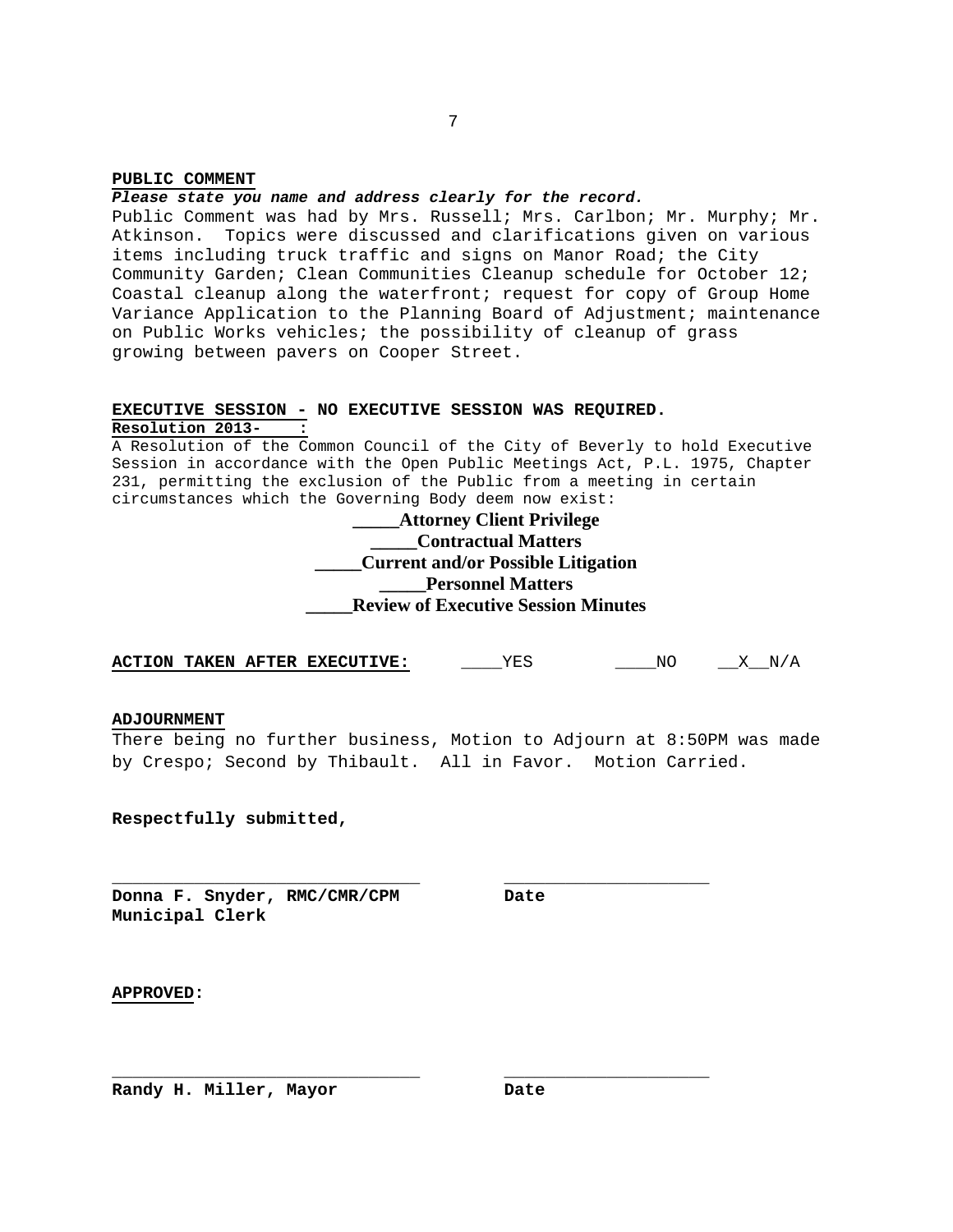**PUBLIC COMMENT**

***Please state you name and address clearly for the record.***

Public Comment was had by Mrs. Russell; Mrs. Carlbon; Mr. Murphy; Mr. Atkinson. Topics were discussed and clarifications given on various items including truck traffic and signs on Manor Road; the City Community Garden; Clean Communities Cleanup schedule for October 12; Coastal cleanup along the waterfront; request for copy of Group Home Variance Application to the Planning Board of Adjustment; maintenance on Public Works vehicles; the possibility of cleanup of grass growing between pavers on Cooper Street.

**EXECUTIVE SESSION - NO EXECUTIVE SESSION WAS REQUIRED.**

**Resolution 2013-    :**

A Resolution of the Common Council of the City of Beverly to hold Executive Session in accordance with the Open Public Meetings Act, P.L. 1975, Chapter 231, permitting the exclusion of the Public from a meeting in certain circumstances which the Governing Body deem now exist:

**_____Attorney Client Privilege**
**_____Contractual Matters**
**_____Current and/or Possible Litigation**
**_____Personnel Matters**
**_____Review of Executive Session Minutes**

**ACTION TAKEN AFTER EXECUTIVE:** ____YES ____NO __X__N/A

**ADJOURNMENT**

There being no further business, Motion to Adjourn at 8:50PM was made by Crespo; Second by Thibault. All in Favor. Motion Carried.

**Respectfully submitted,**

_____________________________ ____________________
**Donna F. Snyder, RMC/CMR/CPM** **Date**
**Municipal Clerk**

**APPROVED:**

_____________________________ ____________________
**Randy H. Miller, Mayor** **Date**